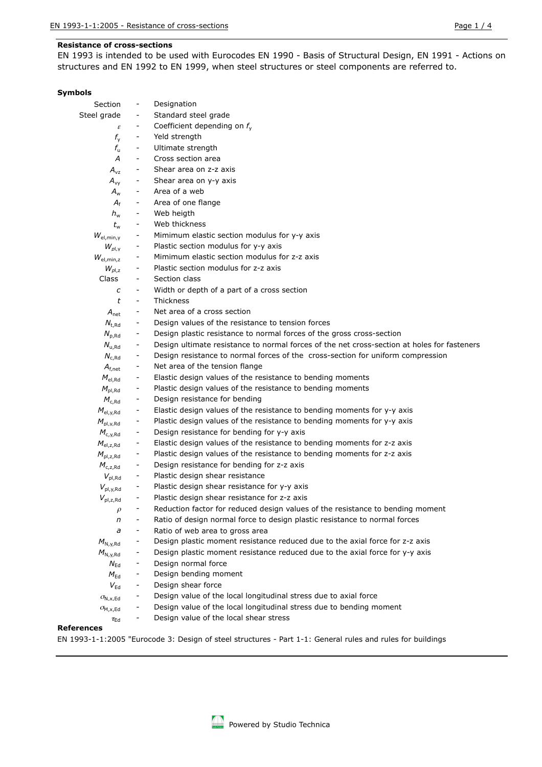## Resistance of cross-sections

EN 1993 is intended to be used with Eurocodes EN 1990 - Basis of Structural Design, EN 1991 - Actions on structures and EN 1992 to EN 1999, when steel structures or steel components are referred to.

### Symbols

| | | |
|---|---|---|
| Section | - | Designation |
| Steel grade | - | Standard steel grade |
| $\varepsilon$ | - | Coefficient depending on $f_y$ |
| $f_y$ | - | Yeld strength |
| $f_u$ | - | Ultimate strength |
| $A$ | - | Cross section area |
| $A_{vz}$ | - | Shear area on z-z axis |
| $A_{vy}$ | - | Shear area on y-y axis |
| $A_w$ | - | Area of a web |
| $A_f$ | - | Area of one flange |
| $h_w$ | - | Web heigth |
| $t_w$ | - | Web thickness |
| $W_{el,min,y}$ | - | Mimimum elastic section modulus for y-y axis |
| $W_{pl,y}$ | - | Plastic section modulus for y-y axis |
| $W_{el,min,z}$ | - | Mimimum elastic section modulus for z-z axis |
| $W_{pl,z}$ | - | Plastic section modulus for z-z axis |
| Class | - | Section class |
| $c$ | - | Width or depth of a part of a cross section |
| $t$ | - | Thickness |
| $A_{net}$ | - | Net area of a cross section |
| $N_{t,Rd}$ | - | Design values of the resistance to tension forces |
| $N_{p,Rd}$ | - | Design plastic resistance to normal forces of the gross cross-section |
| $N_{u,Rd}$ | - | Design ultimate resistance to normal forces of the net cross-section at holes for fasteners |
| $N_{c,Rd}$ | - | Design resistance to normal forces of the cross-section for uniform compression |
| $A_{f,net}$ | - | Net area of the tension flange |
| $M_{el,Rd}$ | - | Elastic design values of the resistance to bending moments |
| $M_{pl,Rd}$ | - | Plastic design values of the resistance to bending moments |
| $M_{c,Rd}$ | - | Design resistance for bending |
| $M_{el,y,Rd}$ | - | Elastic design values of the resistance to bending moments for y-y axis |
| $M_{pl,y,Rd}$ | - | Plastic design values of the resistance to bending moments for y-y axis |
| $M_{c,y,Rd}$ | - | Design resistance for bending for y-y axis |
| $M_{el,z,Rd}$ | - | Elastic design values of the resistance to bending moments for z-z axis |
| $M_{pl,z,Rd}$ | - | Plastic design values of the resistance to bending moments for z-z axis |
| $M_{c,z,Rd}$ | - | Design resistance for bending for z-z axis |
| $V_{pl,Rd}$ | - | Plastic design shear resistance |
| $V_{pl,y,Rd}$ | - | Plastic design shear resistance for y-y axis |
| $V_{pl,z,Rd}$ | - | Plastic design shear resistance for z-z axis |
| $\rho$ | - | Reduction factor for reduced design values of the resistance to bending moment |
| $n$ | - | Ratio of design normal force to design plastic resistance to normal forces |
| $a$ | - | Ratio of web area to gross area |
| $M_{N,y,Rd}$ | - | Design plastic moment resistance reduced due to the axial force for z-z axis |
| $M_{N,y,Rd}$ | - | Design plastic moment resistance reduced due to the axial force for y-y axis |
| $N_{Ed}$ | - | Design normal force |
| $M_{Ed}$ | - | Design bending moment |
| $V_{Ed}$ | - | Design shear force |
| $\sigma_{N,x,Ed}$ | - | Design value of the local longitudinal stress due to axial force |
| $\sigma_{M,x,Ed}$ | - | Design value of the local longitudinal stress due to bending moment |
| $\tau_{Ed}$ | - | Design value of the local shear stress |

### References

EN 1993-1-1:2005 "Eurocode 3: Design of steel structures - Part 1-1: General rules and rules for buildings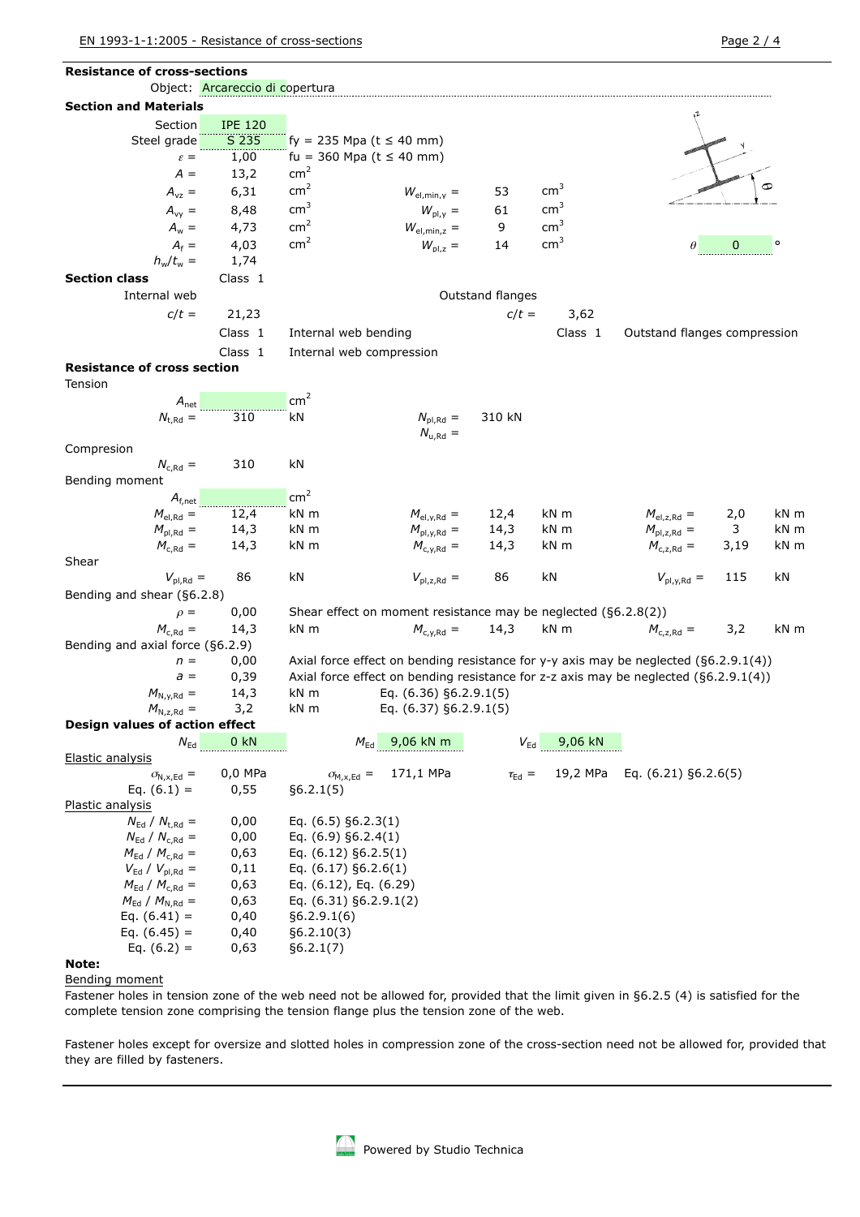## Resistance of cross-sections

Object: Arcareccio di copertura

### Section and Materials

| | | | | | |
|---|---|---|---|---|---|
| Section | IPE 120 | | | | |
| Steel grade | S 235 | fy = 235 Mpa (t ≤ 40 mm) | | | |
| $\varepsilon$ = | 1,00 | fu = 360 Mpa (t ≤ 40 mm) | | | |
| $A$ = | 13,2 | $cm^2$ | | | |
| $A_{vz}$ = | 6,31 | $cm^2$ | $W_{el,min,y}$ = | 53 | $cm^3$ |
| $A_{vy}$ = | 8,48 | $cm^3$ | $W_{pl,y}$ = | 61 | $cm^3$ |
| $A_w$ = | 4,73 | $cm^2$ | $W_{el,min,z}$ = | 9 | $cm^3$ |
| $A_f$ = | 4,03 | $cm^2$ | $W_{pl,z}$ = | 14 | $cm^3$ |
| $h_w/t_w$ = | 1,74 | | | | |

$\theta$ = 0 °

**Section class** Class 1

Internal web: $c/t$ = 21,23
- Class 1 Internal web bending
- Class 1 Internal web compression

Outstand flanges: $c/t$ = 3,62
- Class 1 Outstand flanges compression

### Resistance of cross section

Tension

| | | | | | | | | |
|---|---|---|---|---|---|---|---|---|
| $A_{net}$ | | $cm^2$ | | | | | | |
| $N_{t,Rd}$ = | 310 | kN | $N_{pl,Rd}$ = | 310 kN | | | | |
| | | | $N_{u,Rd}$ = | | | | | |

Compresion

| | | |
|---|---|---|
| $N_{c,Rd}$ = | 310 | kN |

Bending moment

| | | | | | | | | |
|---|---|---|---|---|---|---|---|---|
| $A_{f,net}$ | | $cm^2$ | | | | | | |
| $M_{el,Rd}$ = | 12,4 | kN m | $M_{el,y,Rd}$ = | 12,4 | kN m | $M_{el,z,Rd}$ = | 2,0 | kN m |
| $M_{pl,Rd}$ = | 14,3 | kN m | $M_{pl,y,Rd}$ = | 14,3 | kN m | $M_{pl,z,Rd}$ = | 3 | kN m |
| $M_{c,Rd}$ = | 14,3 | kN m | $M_{c,y,Rd}$ = | 14,3 | kN m | $M_{c,z,Rd}$ = | 3,19 | kN m |

Shear

| | | | | | | | | |
|---|---|---|---|---|---|---|---|---|
| $V_{pl,Rd}$ = | 86 | kN | $V_{pl,z,Rd}$ = | 86 | kN | $V_{pl,y,Rd}$ = | 115 | kN |

Bending and shear (§6.2.8)

$\rho$ = 0,00 Shear effect on moment resistance may be neglected (§6.2.8(2))

| | | | | | | | | |
|---|---|---|---|---|---|---|---|---|
| $M_{c,Rd}$ = | 14,3 | kN m | $M_{c,y,Rd}$ = | 14,3 | kN m | $M_{c,z,Rd}$ = | 3,2 | kN m |

Bending and axial force (§6.2.9)

| | | |
|---|---|---|
| $n$ = | 0,00 | Axial force effect on bending resistance for y-y axis may be neglected (§6.2.9.1(4)) |
| $a$ = | 0,39 | Axial force effect on bending resistance for z-z axis may be neglected (§6.2.9.1(4)) |
| $M_{N,y,Rd}$ = | 14,3 | kN m Eq. (6.36) §6.2.9.1(5) |
| $M_{N,z,Rd}$ = | 3,2 | kN m Eq. (6.37) §6.2.9.1(5) |

### Design values of action effect

$N_{Ed}$ 0 kN $M_{Ed}$ 9,06 kN m $V_{Ed}$ 9,06 kN

Elastic analysis

$\sigma_{N,x,Ed}$ = 0,0 MPa $\sigma_{M,x,Ed}$ = 171,1 MPa $\tau_{Ed}$ = 19,2 MPa Eq. (6.21) §6.2.6(5)

Eq. (6.1) = 0,55 §6.2.1(5)

Plastic analysis

| | | |
|---|---|---|
| $N_{Ed}$ / $N_{t,Rd}$ = | 0,00 | Eq. (6.5) §6.2.3(1) |
| $N_{Ed}$ / $N_{c,Rd}$ = | 0,00 | Eq. (6.9) §6.2.4(1) |
| $M_{Ed}$ / $M_{c,Rd}$ = | 0,63 | Eq. (6.12) §6.2.5(1) |
| $V_{Ed}$ / $V_{pl,Rd}$ = | 0,11 | Eq. (6.17) §6.2.6(1) |
| $M_{Ed}$ / $M_{c,Rd}$ = | 0,63 | Eq. (6.12), Eq. (6.29) |
| $M_{Ed}$ / $M_{N,Rd}$ = | 0,63 | Eq. (6.31) §6.2.9.1(2) |
| Eq. (6.41) = | 0,40 | §6.2.9.1(6) |
| Eq. (6.45) = | 0,40 | §6.2.10(3) |
| Eq. (6.2) = | 0,63 | §6.2.1(7) |

**Note:**

Bending moment

Fastener holes in tension zone of the web need not be allowed for, provided that the limit given in §6.2.5 (4) is satisfied for the complete tension zone comprising the tension flange plus the tension zone of the web.

Fastener holes except for oversize and slotted holes in compression zone of the cross-section need not be allowed for, provided that they are filled by fasteners.

Powered by Studio Technica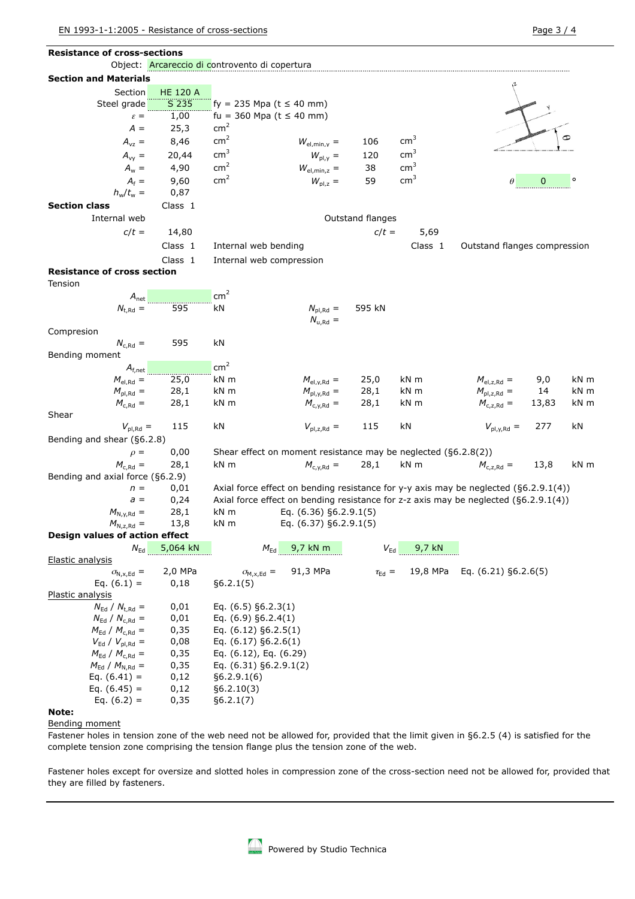## Resistance of cross-sections

Object: Arcareccio di controvento di copertura

### Section and Materials

| | | | | | |
|---|---|---|---|---|---|
| Section | HE 120 A | | | | |
| Steel grade | S 235 | fy = 235 Mpa (t ≤ 40 mm) | | | |
| $\varepsilon$ = | 1,00 | fu = 360 Mpa (t ≤ 40 mm) | | | |
| $A$ = | 25,3 | $cm^2$ | | | |
| $A_{vz}$ = | 8,46 | $cm^2$ | $W_{el,min,y}$ = | 106 | $cm^3$ |
| $A_{vy}$ = | 20,44 | $cm^3$ | $W_{pl,y}$ = | 120 | $cm^3$ |
| $A_w$ = | 4,90 | $cm^2$ | $W_{el,min,z}$ = | 38 | $cm^3$ |
| $A_f$ = | 9,60 | $cm^2$ | $W_{pl,z}$ = | 59 | $cm^3$ |
| $h_w/t_w$ = | 0,87 | | | | |

$\theta$ = 0 °

### Section class

Class 1

| Internal web | | | Outstand flanges | | |
|---|---|---|---|---|---|
| $c/t$ = | 14,80 | | $c/t$ = | 5,69 | |
| | Class 1 | Internal web bending | | Class 1 | Outstand flanges compression |
| | Class 1 | Internal web compression | | | |

### Resistance of cross section

**Tension**

| | | | | | |
|---|---|---|---|---|---|
| $A_{net}$ | | $cm^2$ | | | |
| $N_{t,Rd}$ = | 595 | kN | $N_{pl,Rd}$ = | 595 kN | |
| | | | $N_{u,Rd}$ = | | |

**Compresion**

| | | |
|---|---|---|
| $N_{c,Rd}$ = | 595 | kN |

**Bending moment**

| | | | | | | | | |
|---|---|---|---|---|---|---|---|---|
| $A_{f,net}$ | | $cm^2$ | | | | | | |
| $M_{el,Rd}$ = | 25,0 | kN m | $M_{el,y,Rd}$ = | 25,0 | kN m | $M_{el,z,Rd}$ = | 9,0 | kN m |
| $M_{pl,Rd}$ = | 28,1 | kN m | $M_{pl,y,Rd}$ = | 28,1 | kN m | $M_{pl,z,Rd}$ = | 14 | kN m |
| $M_{c,Rd}$ = | 28,1 | kN m | $M_{c,y,Rd}$ = | 28,1 | kN m | $M_{c,z,Rd}$ = | 13,83 | kN m |

**Shear**

| | | | | | | | | |
|---|---|---|---|---|---|---|---|---|
| $V_{pl,Rd}$ = | 115 | kN | $V_{pl,z,Rd}$ = | 115 | kN | $V_{pl,y,Rd}$ = | 277 | kN |

**Bending and shear (§6.2.8)**

$\rho$ = 0,00 — Shear effect on moment resistance may be neglected (§6.2.8(2))

| | | | | | | | | |
|---|---|---|---|---|---|---|---|---|
| $M_{c,Rd}$ = | 28,1 | kN m | $M_{c,y,Rd}$ = | 28,1 | kN m | $M_{c,z,Rd}$ = | 13,8 | kN m |

**Bending and axial force (§6.2.9)**

| | | |
|---|---|---|
| $n$ = | 0,01 | Axial force effect on bending resistance for y-y axis may be neglected (§6.2.9.1(4)) |
| $a$ = | 0,24 | Axial force effect on bending resistance for z-z axis may be neglected (§6.2.9.1(4)) |
| $M_{N,y,Rd}$ = | 28,1 | kN m — Eq. (6.36) §6.2.9.1(5) |
| $M_{N,z,Rd}$ = | 13,8 | kN m — Eq. (6.37) §6.2.9.1(5) |

### Design values of action effect

$N_{Ed}$ = 5,064 kN    $M_{Ed}$ = 9,7 kN m    $V_{Ed}$ = 9,7 kN

**Elastic analysis**

| | | | | | |
|---|---|---|---|---|---|
| $\sigma_{N,x,Ed}$ = | 2,0 MPa | $\sigma_{M,x,Ed}$ = | 91,3 MPa | $\tau_{Ed}$ = | 19,8 MPa — Eq. (6.21) §6.2.6(5) |
| Eq. (6.1) = | 0,18 | §6.2.1(5) | | | |

**Plastic analysis**

| | | |
|---|---|---|
| $N_{Ed}$ / $N_{t,Rd}$ = | 0,01 | Eq. (6.5) §6.2.3(1) |
| $N_{Ed}$ / $N_{c,Rd}$ = | 0,01 | Eq. (6.9) §6.2.4(1) |
| $M_{Ed}$ / $M_{c,Rd}$ = | 0,35 | Eq. (6.12) §6.2.5(1) |
| $V_{Ed}$ / $V_{pl,Rd}$ = | 0,08 | Eq. (6.17) §6.2.6(1) |
| $M_{Ed}$ / $M_{c,Rd}$ = | 0,35 | Eq. (6.12), Eq. (6.29) |
| $M_{Ed}$ / $M_{N,Rd}$ = | 0,35 | Eq. (6.31) §6.2.9.1(2) |
| Eq. (6.41) = | 0,12 | §6.2.9.1(6) |
| Eq. (6.45) = | 0,12 | §6.2.10(3) |
| Eq. (6.2) = | 0,35 | §6.2.1(7) |

**Note:**

Bending moment

Fastener holes in tension zone of the web need not be allowed for, provided that the limit given in §6.2.5 (4) is satisfied for the complete tension zone comprising the tension flange plus the tension zone of the web.

Fastener holes except for oversize and slotted holes in compression zone of the cross-section need not be allowed for, provided that they are filled by fasteners.

Powered by Studio Technica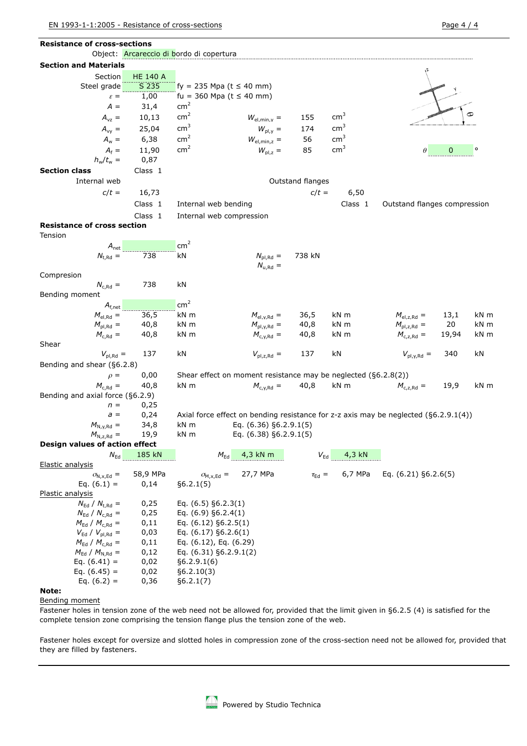## Resistance of cross-sections

Object: Arcareccio di bordo di copertura

### Section and Materials

Section: HE 140 A

Steel grade: S 235 — fy = 235 Mpa (t ≤ 40 mm) — fu = 360 Mpa (t ≤ 40 mm)

| | | | | | |
|---|---|---|---|---|---|
| $\varepsilon$ = | 1,00 | | | | |
| $A$ = | 31,4 | cm$^2$ | | | |
| $A_{vz}$ = | 10,13 | cm$^2$ | $W_{el,min,y}$ = | 155 | cm$^3$ |
| $A_{vy}$ = | 25,04 | cm$^2$ | $W_{pl,y}$ = | 174 | cm$^3$ |
| $A_w$ = | 6,38 | cm$^2$ | $W_{el,min,z}$ = | 56 | cm$^3$ |
| $A_f$ = | 11,90 | cm$^2$ | $W_{pl,z}$ = | 85 | cm$^3$ |
| $h_w/t_w$ = | 0,87 | | | | |

$\theta$ = 0 °

### Section class

Class 1

Internal web: $c/t$ = 16,73 — Class 1 Internal web bending; Class 1 Internal web compression

Outstand flanges: $c/t$ = 6,50 — Class 1 Outstand flanges compression

### Resistance of cross section

**Tension**

$A_{net}$ = cm$^2$

$N_{t,Rd}$ = 738 kN — $N_{pl,Rd}$ = 738 kN — $N_{u,Rd}$ =

**Compresion**

$N_{c,Rd}$ = 738 kN

**Bending moment**

$A_{f,net}$ = cm$^2$

| | | | | | | | | |
|---|---|---|---|---|---|---|---|---|
| $M_{el,Rd}$ = | 36,5 | kN m | $M_{el,y,Rd}$ = | 36,5 | kN m | $M_{el,z,Rd}$ = | 13,1 | kN m |
| $M_{pl,Rd}$ = | 40,8 | kN m | $M_{pl,y,Rd}$ = | 40,8 | kN m | $M_{pl,z,Rd}$ = | 20 | kN m |
| $M_{c,Rd}$ = | 40,8 | kN m | $M_{c,y,Rd}$ = | 40,8 | kN m | $M_{c,z,Rd}$ = | 19,94 | kN m |

**Shear**

$V_{pl,Rd}$ = 137 kN — $V_{pl,z,Rd}$ = 137 kN — $V_{pl,y,Rd}$ = 340 kN

**Bending and shear (§6.2.8)**

$\rho$ = 0,00 — Shear effect on moment resistance may be neglected (§6.2.8(2))

$M_{c,Rd}$ = 40,8 kN m — $M_{c,y,Rd}$ = 40,8 kN m — $M_{c,z,Rd}$ = 19,9 kN m

**Bending and axial force (§6.2.9)**

$n$ = 0,25

$a$ = 0,24 — Axial force effect on bending resistance for z-z axis may be neglected (§6.2.9.1(4))

$M_{N,y,Rd}$ = 34,8 kN m — Eq. (6.36) §6.2.9.1(5)

$M_{N,z,Rd}$ = 19,9 kN m — Eq. (6.38) §6.2.9.1(5)

### Design values of action effect

$N_{Ed}$ = 185 kN — $M_{Ed}$ = 4,3 kN m — $V_{Ed}$ = 4,3 kN

**Elastic analysis**

$\sigma_{N,x,Ed}$ = 58,9 MPa — $\sigma_{M,x,Ed}$ = 27,7 MPa — $\tau_{Ed}$ = 6,7 MPa — Eq. (6.21) §6.2.6(5)

Eq. (6.1) = 0,14 — §6.2.1(5)

**Plastic analysis**

| | | |
|---|---|---|
| $N_{Ed}$ / $N_{t,Rd}$ = | 0,25 | Eq. (6.5) §6.2.3(1) |
| $N_{Ed}$ / $N_{c,Rd}$ = | 0,25 | Eq. (6.9) §6.2.4(1) |
| $M_{Ed}$ / $M_{c,Rd}$ = | 0,11 | Eq. (6.12) §6.2.5(1) |
| $V_{Ed}$ / $V_{pl,Rd}$ = | 0,03 | Eq. (6.17) §6.2.6(1) |
| $M_{Ed}$ / $M_{c,Rd}$ = | 0,11 | Eq. (6.12), Eq. (6.29) |
| $M_{Ed}$ / $M_{N,Rd}$ = | 0,12 | Eq. (6.31) §6.2.9.1(2) |
| Eq. (6.41) = | 0,02 | §6.2.9.1(6) |
| Eq. (6.45) = | 0,02 | §6.2.10(3) |
| Eq. (6.2) = | 0,36 | §6.2.1(7) |

**Note:**

Bending moment

Fastener holes in tension zone of the web need not be allowed for, provided that the limit given in §6.2.5 (4) is satisfied for the complete tension zone comprising the tension flange plus the tension zone of the web.

Fastener holes except for oversize and slotted holes in compression zone of the cross-section need not be allowed for, provided that they are filled by fasteners.

Powered by Studio Technica